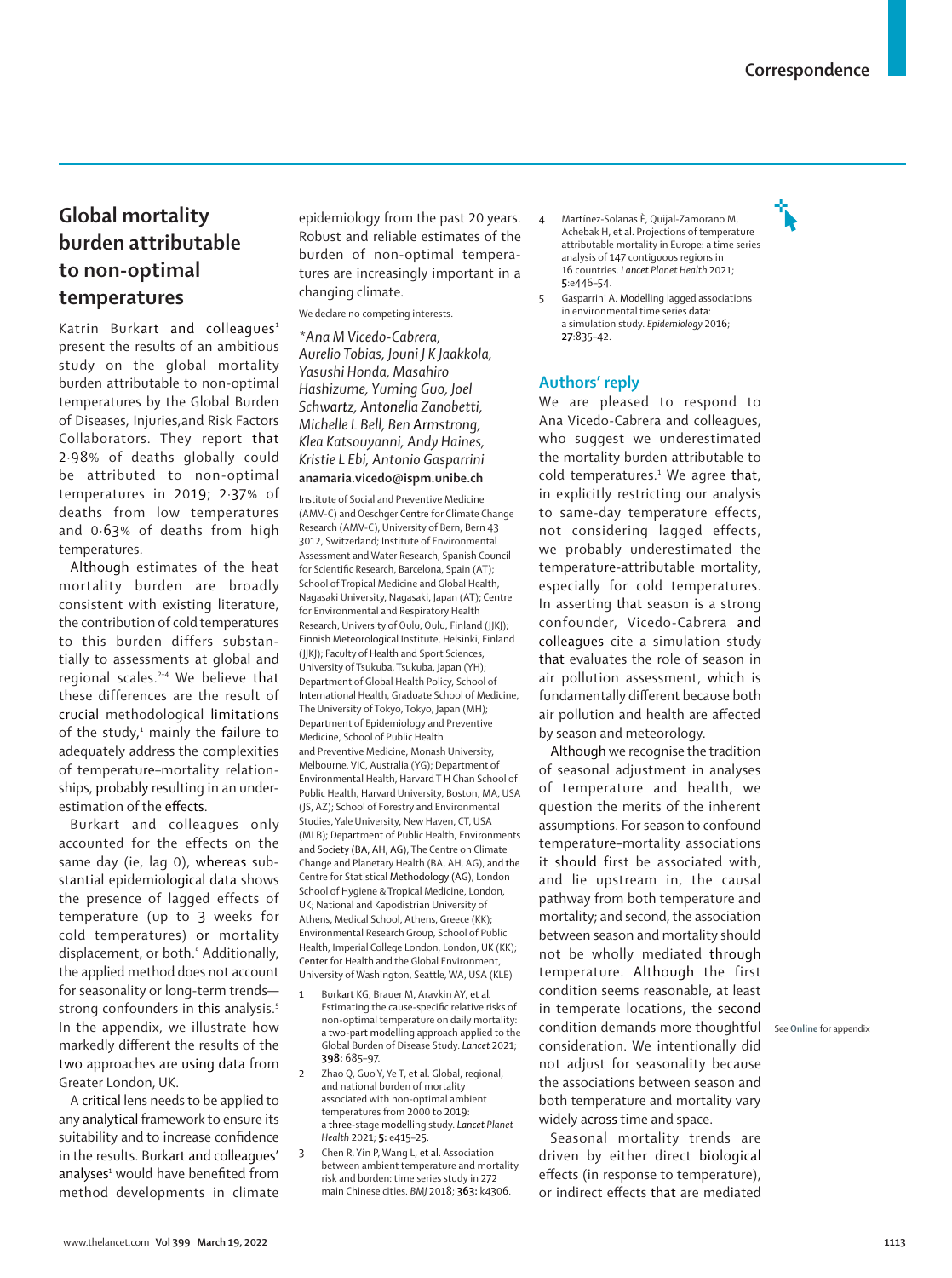# Global mortality burden attributable to non-optimal temperatures

Katrin Burkart and colleagues[1] present the results of an ambitious study on the global mortality burden attributable to non-optimal temperatures by the Global Burden of Diseases, Injuries,and Risk Factors Collaborators. They report that 2·98% of deaths globally could be attributed to non-optimal temperatures in 2019; 2·37% of deaths from low temperatures and 0·63% of deaths from high temperatures.

Although estimates of the heat mortality burden are broadly consistent with existing literature, the contribution of cold temperatures to this burden differs substantially to assessments at global and regional scales.[2–4] We believe that these differences are the result of crucial methodological limitations of the study,[1] mainly the failure to adequately address the complexities of temperature–mortality relationships, probably resulting in an underestimation of the effects.

Burkart and colleagues only accounted for the effects on the same day (ie, lag 0), whereas substantial epidemiological data shows the presence of lagged effects of temperature (up to 3 weeks for cold temperatures) or mortality displacement, or both.[5] Additionally, the applied method does not account for seasonality or long-term trends—strong confounders in this analysis.[5] In the appendix, we illustrate how markedly different the results of the two approaches are using data from Greater London, UK.

A critical lens needs to be applied to any analytical framework to ensure its suitability and to increase confidence in the results. Burkart and colleagues' analyses[1] would have benefited from method developments in climate epidemiology from the past 20 years. Robust and reliable estimates of the burden of non-optimal temperatures are increasingly important in a changing climate.

We declare no competing interests.

*\*Ana M Vicedo-Cabrera, Aurelio Tobias, Jouni J K Jaakkola, Yasushi Honda, Masahiro Hashizume, Yuming Guo, Joel Schwartz, Antonella Zanobetti, Michelle L Bell, Ben Armstrong, Klea Katsouyanni, Andy Haines, Kristie L Ebi, Antonio Gasparrini*
**anamaria.vicedo@ispm.unibe.ch**

Institute of Social and Preventive Medicine (AMV-C) and Oeschger Centre for Climate Change Research (AMV-C), University of Bern, Bern 43 3012, Switzerland; Institute of Environmental Assessment and Water Research, Spanish Council for Scientific Research, Barcelona, Spain (AT); School of Tropical Medicine and Global Health, Nagasaki University, Nagasaki, Japan (AT); Centre for Environmental and Respiratory Health Research, University of Oulu, Oulu, Finland (JJKJ); Finnish Meteorological Institute, Helsinki, Finland (JJKJ); Faculty of Health and Sport Sciences, University of Tsukuba, Tsukuba, Japan (YH); Department of Global Health Policy, School of International Health, Graduate School of Medicine, The University of Tokyo, Tokyo, Japan (MH); Department of Epidemiology and Preventive Medicine, School of Public Health and Preventive Medicine, Monash University, Melbourne, VIC, Australia (YG); Department of Environmental Health, Harvard T H Chan School of Public Health, Harvard University, Boston, MA, USA (JS, AZ); School of Forestry and Environmental Studies, Yale University, New Haven, CT, USA (MLB); Department of Public Health, Environments and Society (BA, AH, AG), The Centre on Climate Change and Planetary Health (BA, AH, AG), and the Centre for Statistical Methodology (AG), London School of Hygiene & Tropical Medicine, London, UK; National and Kapodistrian University of Athens, Medical School, Athens, Greece (KK); Environmental Research Group, School of Public Health, Imperial College London, London, UK (KK); Center for Health and the Global Environment, University of Washington, Seattle, WA, USA (KLE)

1. Burkart KG, Brauer M, Aravkin AY, et al. Estimating the cause-specific relative risks of non-optimal temperature on daily mortality: a two-part modelling approach applied to the Global Burden of Disease Study. *Lancet* 2021; **398:** 685–97.
2. Zhao Q, Guo Y, Ye T, et al. Global, regional, and national burden of mortality associated with non-optimal ambient temperatures from 2000 to 2019: a three-stage modelling study. *Lancet Planet Health* 2021; **5:** e415–25.
3. Chen R, Yin P, Wang L, et al. Association between ambient temperature and mortality risk and burden: time series study in 272 main Chinese cities. *BMJ* 2018; **363:** k4306.
4. Martínez-Solanas È, Quijal-Zamorano M, Achebak H, et al. Projections of temperature attributable mortality in Europe: a time series analysis of 147 contiguous regions in 16 countries. *Lancet Planet Health* 2021; **5**:e446–54.
5. Gasparrini A. Modelling lagged associations in environmental time series data: a simulation study. *Epidemiology* 2016; **27**:835–42.

## Authors' reply

We are pleased to respond to Ana Vicedo-Cabrera and colleagues, who suggest we underestimated the mortality burden attributable to cold temperatures.[1] We agree that, in explicitly restricting our analysis to same-day temperature effects, not considering lagged effects, we probably underestimated the temperature-attributable mortality, especially for cold temperatures. In asserting that season is a strong confounder, Vicedo-Cabrera and colleagues cite a simulation study that evaluates the role of season in air pollution assessment, which is fundamentally different because both air pollution and health are affected by season and meteorology.

Although we recognise the tradition of seasonal adjustment in analyses of temperature and health, we question the merits of the inherent assumptions. For season to confound temperature–mortality associations it should first be associated with, and lie upstream in, the causal pathway from both temperature and mortality; and second, the association between season and mortality should not be wholly mediated through temperature. Although the first condition seems reasonable, at least in temperate locations, the second condition demands more thoughtful consideration. We intentionally did not adjust for seasonality because the associations between season and both temperature and mortality vary widely across time and space.

See **Online** for appendix

Seasonal mortality trends are driven by either direct biological effects (in response to temperature), or indirect effects that are mediated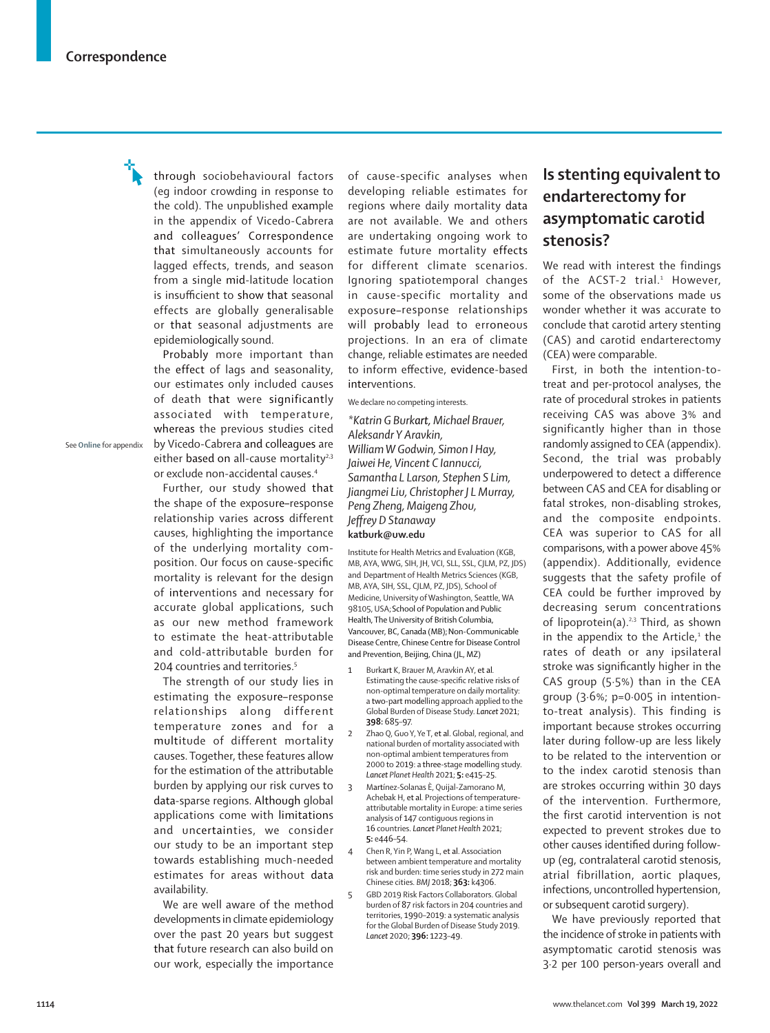through sociobehavioural factors (eg indoor crowding in response to the cold). The unpublished example in the appendix of Vicedo-Cabrera and colleagues' Correspondence that simultaneously accounts for lagged effects, trends, and season from a single mid-latitude location is insufficient to show that seasonal effects are globally generalisable or that seasonal adjustments are epidemiologically sound.

Probably more important than the effect of lags and seasonality, our estimates only included causes of death that were significantly associated with temperature, whereas the previous studies cited by Vicedo-Cabrera and colleagues are either based on all-cause mortality[2,3] or exclude non-accidental causes.[4]

See Online for appendix

Further, our study showed that the shape of the exposure–response relationship varies across different causes, highlighting the importance of the underlying mortality composition. Our focus on cause-specific mortality is relevant for the design of interventions and necessary for accurate global applications, such as our new method framework to estimate the heat-attributable and cold-attributable burden for 204 countries and territories.[5]

The strength of our study lies in estimating the exposure–response relationships along different temperature zones and for a multitude of different mortality causes. Together, these features allow for the estimation of the attributable burden by applying our risk curves to data-sparse regions. Although global applications come with limitations and uncertainties, we consider our study to be an important step towards establishing much-needed estimates for areas without data availability.

We are well aware of the method developments in climate epidemiology over the past 20 years but suggest that future research can also build on our work, especially the importance of cause-specific analyses when developing reliable estimates for regions where daily mortality data are not available. We and others are undertaking ongoing work to estimate future mortality effects for different climate scenarios. Ignoring spatiotemporal changes in cause-specific mortality and exposure–response relationships will probably lead to erroneous projections. In an era of climate change, reliable estimates are needed to inform effective, evidence-based interventions.

We declare no competing interests.

*Katrin G Burkart, Michael Brauer, Aleksandr Y Aravkin, William W Godwin, Simon I Hay, Jaiwei He, Vincent C Iannucci, Samantha L Larson, Stephen S Lim, Jiangmei Liu, Christopher J L Murray, Peng Zheng, Maigeng Zhou, Jeffrey D Stanaway*
**katburk@uw.edu**

Institute for Health Metrics and Evaluation (KGB, MB, AYA, WWG, SIH, JH, VCI, SLL, SSL, CJLM, PZ, JDS) and Department of Health Metrics Sciences (KGB, MB, AYA, SIH, SSL, CJLM, PZ, JDS), School of Medicine, University of Washington, Seattle, WA 98105, USA; School of Population and Public Health, The University of British Columbia, Vancouver, BC, Canada (MB); Non-Communicable Disease Centre, Chinese Centre for Disease Control and Prevention, Beijing, China (JL, MZ)

1. Burkart K, Brauer M, Aravkin AY, et al. Estimating the cause-specific relative risks of non-optimal temperature on daily mortality: a two-part modelling approach applied to the Global Burden of Disease Study. *Lancet* 2021; **398:** 685–97.
2. Zhao Q, Guo Y, Ye T, et al. Global, regional, and national burden of mortality associated with non-optimal ambient temperatures from 2000 to 2019: a three-stage modelling study. *Lancet Planet Health* 2021; **5:** e415–25.
3. Martínez-Solanas È, Quijal-Zamorano M, Achebak H, et al. Projections of temperature-attributable mortality in Europe: a time series analysis of 147 contiguous regions in 16 countries. *Lancet Planet Health* 2021; **5:** e446–54.
4. Chen R, Yin P, Wang L, et al. Association between ambient temperature and mortality risk and burden: time series study in 272 main Chinese cities. *BMJ* 2018; **363:** k4306.
5. GBD 2019 Risk Factors Collaborators. Global burden of 87 risk factors in 204 countries and territories, 1990–2019: a systematic analysis for the Global Burden of Disease Study 2019. *Lancet* 2020; **396:** 1223–49.

# Is stenting equivalent to endarterectomy for asymptomatic carotid stenosis?

We read with interest the findings of the ACST-2 trial.[1] However, some of the observations made us wonder whether it was accurate to conclude that carotid artery stenting (CAS) and carotid endarterectomy (CEA) were comparable.

First, in both the intention-to-treat and per-protocol analyses, the rate of procedural strokes in patients receiving CAS was above 3% and significantly higher than in those randomly assigned to CEA (appendix). Second, the trial was probably underpowered to detect a difference between CAS and CEA for disabling or fatal strokes, non-disabling strokes, and the composite endpoints. CEA was superior to CAS for all comparisons, with a power above 45% (appendix). Additionally, evidence suggests that the safety profile of CEA could be further improved by decreasing serum concentrations of lipoprotein(a).[2,3] Third, as shown in the appendix to the Article,[1] the rates of death or any ipsilateral stroke was significantly higher in the CAS group (5·5%) than in the CEA group (3·6%; p=0·005 in intention-to-treat analysis). This finding is important because strokes occurring later during follow-up are less likely to be related to the intervention or to the index carotid stenosis than are strokes occurring within 30 days of the intervention. Furthermore, the first carotid intervention is not expected to prevent strokes due to other causes identified during follow-up (eg, contralateral carotid stenosis, atrial fibrillation, aortic plaques, infections, uncontrolled hypertension, or subsequent carotid surgery).

We have previously reported that the incidence of stroke in patients with asymptomatic carotid stenosis was 3·2 per 100 person-years overall and